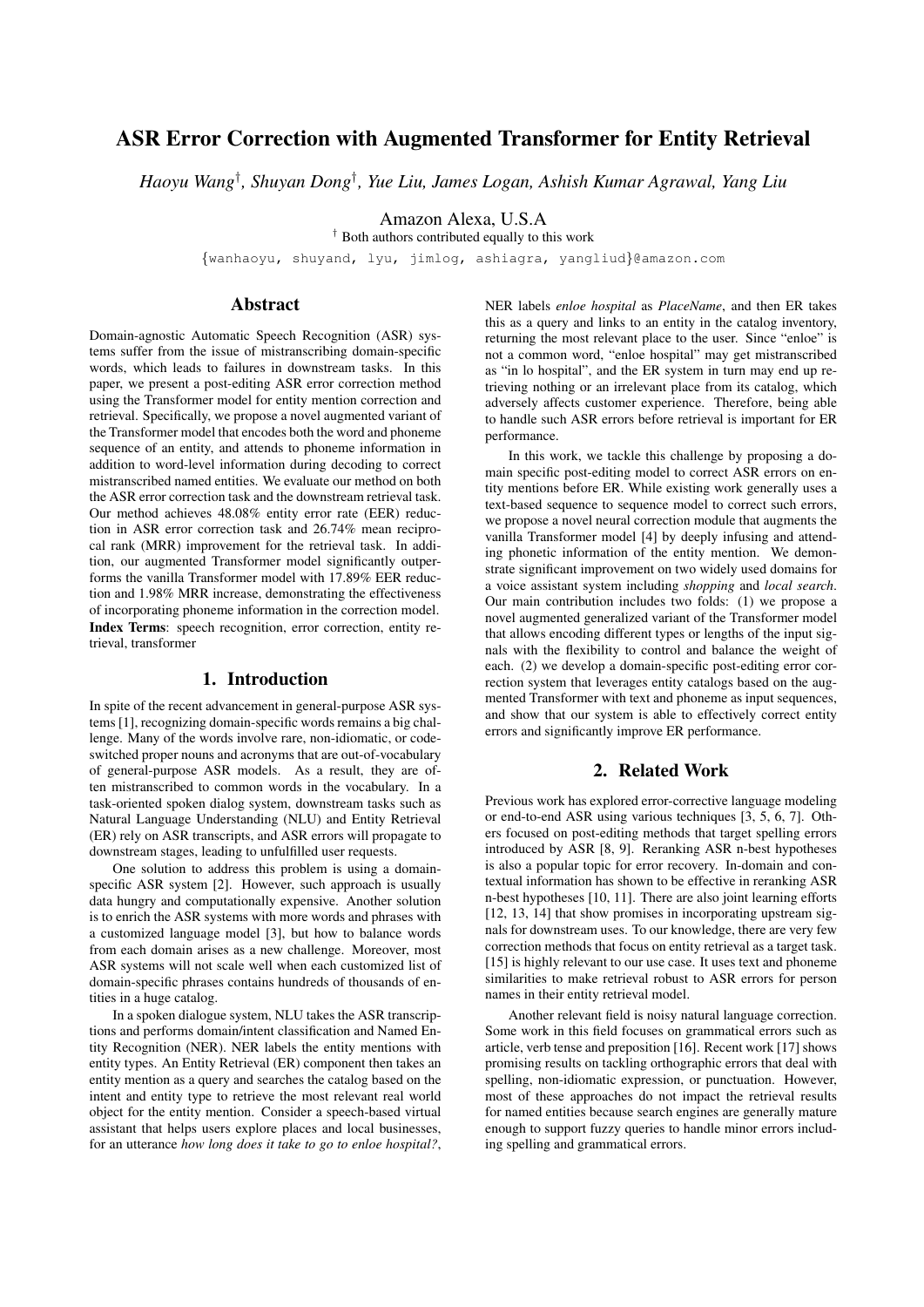# ASR Error Correction with Augmented Transformer for Entity Retrieval

*Haoyu Wang*[†]*, Shuyan Dong*[†]*, Yue Liu, James Logan, Ashish Kumar Agrawal, Yang Liu*

Amazon Alexa, U.S.A

[†] Both authors contributed equally to this work

{wanhaoyu, shuyand, lyu, jimlog, ashiagra, yangliud}@amazon.com

## Abstract

Domain-agnostic Automatic Speech Recognition (ASR) systems suffer from the issue of mistranscribing domain-specific words, which leads to failures in downstream tasks. In this paper, we present a post-editing ASR error correction method using the Transformer model for entity mention correction and retrieval. Specifically, we propose a novel augmented variant of the Transformer model that encodes both the word and phoneme sequence of an entity, and attends to phoneme information in addition to word-level information during decoding to correct mistranscribed named entities. We evaluate our method on both the ASR error correction task and the downstream retrieval task. Our method achieves 48.08% entity error rate (EER) reduction in ASR error correction task and 26.74% mean reciprocal rank (MRR) improvement for the retrieval task. In addition, our augmented Transformer model significantly outperforms the vanilla Transformer model with 17.89% EER reduction and 1.98% MRR increase, demonstrating the effectiveness of incorporating phoneme information in the correction model.

**Index Terms**: speech recognition, error correction, entity retrieval, transformer

## 1. Introduction

In spite of the recent advancement in general-purpose ASR systems [1], recognizing domain-specific words remains a big challenge. Many of the words involve rare, non-idiomatic, or code-switched proper nouns and acronyms that are out-of-vocabulary of general-purpose ASR models. As a result, they are often mistranscribed to common words in the vocabulary. In a task-oriented spoken dialog system, downstream tasks such as Natural Language Understanding (NLU) and Entity Retrieval (ER) rely on ASR transcripts, and ASR errors will propagate to downstream stages, leading to unfulfilled user requests.

One solution to address this problem is using a domain-specific ASR system [2]. However, such approach is usually data hungry and computationally expensive. Another solution is to enrich the ASR systems with more words and phrases with a customized language model [3], but how to balance words from each domain arises as a new challenge. Moreover, most ASR systems will not scale well when each customized list of domain-specific phrases contains hundreds of thousands of entities in a huge catalog.

In a spoken dialogue system, NLU takes the ASR transcriptions and performs domain/intent classification and Named Entity Recognition (NER). NER labels the entity mentions with entity types. An Entity Retrieval (ER) component then takes an entity mention as a query and searches the catalog based on the intent and entity type to retrieve the most relevant real world object for the entity mention. Consider a speech-based virtual assistant that helps users explore places and local businesses, for an utterance *how long does it take to go to enloe hospital?*, NER labels *enloe hospital* as *PlaceName*, and then ER takes this as a query and links to an entity in the catalog inventory, returning the most relevant place to the user. Since "enloe" is not a common word, "enloe hospital" may get mistranscribed as "in lo hospital", and the ER system in turn may end up retrieving nothing or an irrelevant place from its catalog, which adversely affects customer experience. Therefore, being able to handle such ASR errors before retrieval is important for ER performance.

In this work, we tackle this challenge by proposing a domain specific post-editing model to correct ASR errors on entity mentions before ER. While existing work generally uses a text-based sequence to sequence model to correct such errors, we propose a novel neural correction module that augments the vanilla Transformer model [4] by deeply infusing and attending phonetic information of the entity mention. We demonstrate significant improvement on two widely used domains for a voice assistant system including *shopping* and *local search*. Our main contribution includes two folds: (1) we propose a novel augmented generalized variant of the Transformer model that allows encoding different types or lengths of the input signals with the flexibility to control and balance the weight of each. (2) we develop a domain-specific post-editing error correction system that leverages entity catalogs based on the augmented Transformer with text and phoneme as input sequences, and show that our system is able to effectively correct entity errors and significantly improve ER performance.

## 2. Related Work

Previous work has explored error-corrective language modeling or end-to-end ASR using various techniques [3, 5, 6, 7]. Others focused on post-editing methods that target spelling errors introduced by ASR [8, 9]. Reranking ASR n-best hypotheses is also a popular topic for error recovery. In-domain and contextual information has shown to be effective in reranking ASR n-best hypotheses [10, 11]. There are also joint learning efforts [12, 13, 14] that show promises in incorporating upstream signals for downstream uses. To our knowledge, there are very few correction methods that focus on entity retrieval as a target task. [15] is highly relevant to our use case. It uses text and phoneme similarities to make retrieval robust to ASR errors for person names in their entity retrieval model.

Another relevant field is noisy natural language correction. Some work in this field focuses on grammatical errors such as article, verb tense and preposition [16]. Recent work [17] shows promising results on tackling orthographic errors that deal with spelling, non-idiomatic expression, or punctuation. However, most of these approaches do not impact the retrieval results for named entities because search engines are generally mature enough to support fuzzy queries to handle minor errors including spelling and grammatical errors.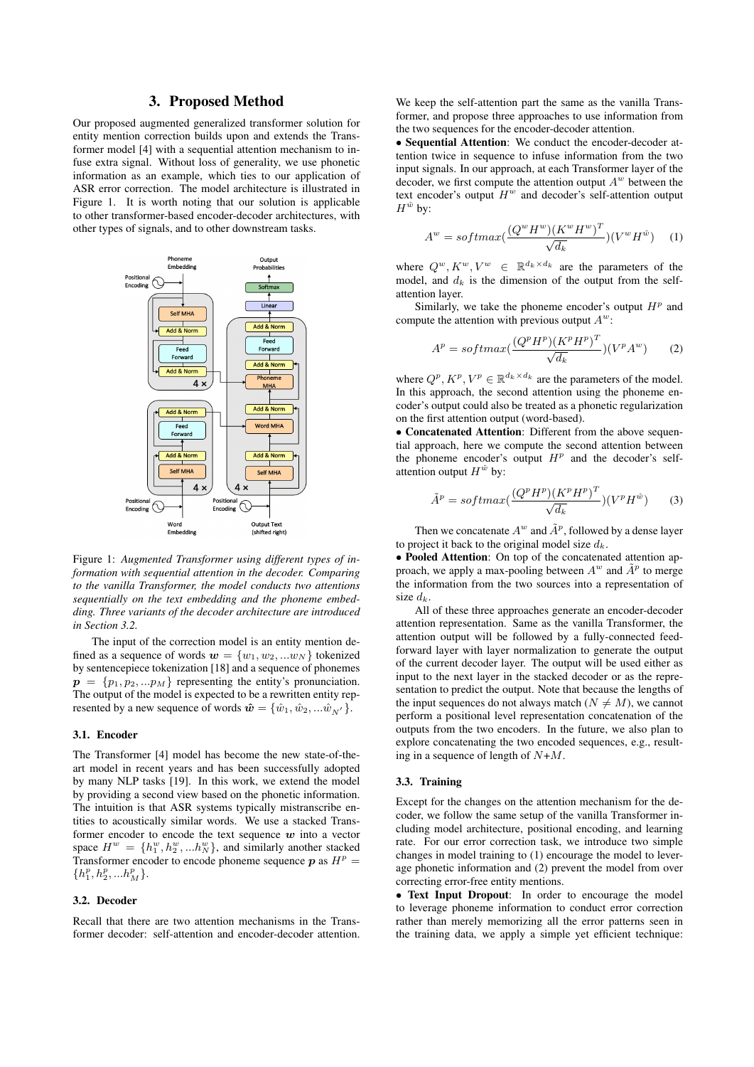## 3. Proposed Method

Our proposed augmented generalized transformer solution for entity mention correction builds upon and extends the Transformer model [4] with a sequential attention mechanism to infuse extra signal. Without loss of generality, we use phonetic information as an example, which ties to our application of ASR error correction. The model architecture is illustrated in Figure 1. It is worth noting that our solution is applicable to other transformer-based encoder-decoder architectures, with other types of signals, and to other downstream tasks.

Figure 1: *Augmented Transformer using different types of information with sequential attention in the decoder. Comparing to the vanilla Transformer, the model conducts two attentions sequentially on the text embedding and the phoneme embedding. Three variants of the decoder architecture are introduced in Section 3.2.*

The input of the correction model is an entity mention defined as a sequence of words $\boldsymbol{w} = \{w_1, w_2, ...w_N\}$ tokenized by sentencepiece tokenization [18] and a sequence of phonemes $\boldsymbol{p} = \{p_1, p_2, ...p_M\}$ representing the entity's pronunciation. The output of the model is expected to be a rewritten entity represented by a new sequence of words $\hat{\boldsymbol{w}} = \{\hat{w}_1, \hat{w}_2, ...\hat{w}_{N'}\}$.

### 3.1. Encoder

The Transformer [4] model has become the new state-of-the-art model in recent years and has been successfully adopted by many NLP tasks [19]. In this work, we extend the model by providing a second view based on the phonetic information. The intuition is that ASR systems typically mistranscribe entities to acoustically similar words. We use a stacked Transformer encoder to encode the text sequence $\boldsymbol{w}$ into a vector space $H^w = \{h_1^w, h_2^w, ...h_N^w\}$, and similarly another stacked Transformer encoder to encode phoneme sequence $\boldsymbol{p}$ as $H^p = \{h_1^p, h_2^p, ...h_M^p\}$.

### 3.2. Decoder

Recall that there are two attention mechanisms in the Transformer decoder: self-attention and encoder-decoder attention. We keep the self-attention part the same as the vanilla Transformer, and propose three approaches to use information from the two sequences for the encoder-decoder attention.

- **Sequential Attention**: We conduct the encoder-decoder attention twice in sequence to infuse information from the two input signals. In our approach, at each Transformer layer of the decoder, we first compute the attention output $A^w$ between the text encoder's output $H^w$ and decoder's self-attention output $H^{\hat{w}}$ by:

$$A^w = softmax(\frac{(Q^w H^w)(K^w H^w)^T}{\sqrt{d_k}})(V^w H^{\hat{w}}) \quad (1)$$

where $Q^w, K^w, V^w \in \mathbb{R}^{d_k \times d_k}$ are the parameters of the model, and $d_k$ is the dimension of the output from the self-attention layer.

Similarly, we take the phoneme encoder's output $H^p$ and compute the attention with previous output $A^w$:

$$A^p = softmax(\frac{(Q^p H^p)(K^p H^p)^T}{\sqrt{d_k}})(V^p A^w) \quad (2)$$

where $Q^p, K^p, V^p \in \mathbb{R}^{d_k \times d_k}$ are the parameters of the model. In this approach, the second attention using the phoneme encoder's output could also be treated as a phonetic regularization on the first attention output (word-based).

- **Concatenated Attention**: Different from the above sequential approach, here we compute the attention between the phoneme encoder's output $H^p$ and the decoder's self-attention output $H^{\hat{w}}$ by:

$$\tilde{A}^p = softmax(\frac{(Q^p H^p)(K^p H^p)^T}{\sqrt{d_k}})(V^p H^{\hat{w}}) \quad (3)$$

Then we concatenate $A^w$ and $\tilde{A}^p$, followed by a dense layer to project it back to the original model size $d_k$.

- **Pooled Attention**: On top of the concatenated attention approach, we apply a max-pooling between $A^w$ and $\tilde{A}^p$ to merge the information from the two sources into a representation of size $d_k$.

All of these three approaches generate an encoder-decoder attention representation. Same as the vanilla Transformer, the attention output will be followed by a fully-connected feed-forward layer with layer normalization to generate the output of the current decoder layer. The output will be used either as input to the next layer in the stacked decoder or as the representation to predict the output. Note that because the lengths of the input sequences do not always match ($N \neq M$), we cannot perform a positional level representation concatenation of the outputs from the two encoders. In the future, we also plan to explore concatenating the two encoded sequences, e.g., resulting in a sequence of length of $N$+$M$.

### 3.3. Training

Except for the changes on the attention mechanism for the decoder, we follow the same setup of the vanilla Transformer including model architecture, positional encoding, and learning rate. For our error correction task, we introduce two simple changes in model training to (1) encourage the model to leverage phonetic information and (2) prevent the model from over correcting error-free entity mentions.

- **Text Input Dropout**: In order to encourage the model to leverage phoneme information to conduct error correction rather than merely memorizing all the error patterns seen in the training data, we apply a simple yet efficient technique: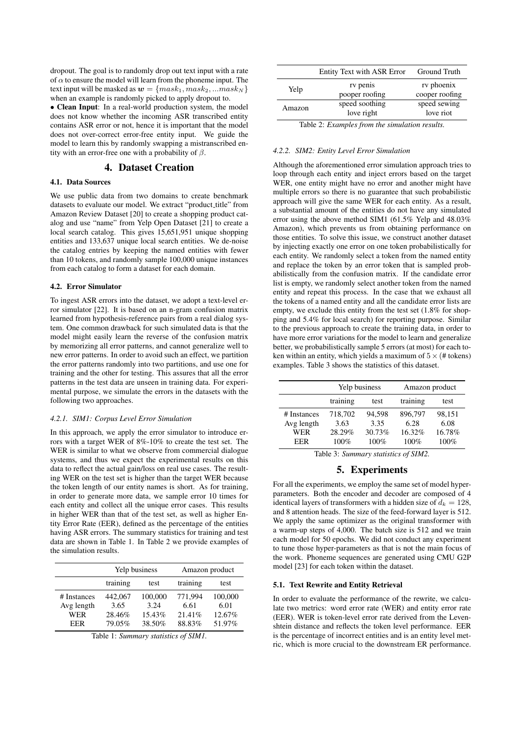dropout. The goal is to randomly drop out text input with a rate of $\alpha$ to ensure the model will learn from the phoneme input. The text input will be masked as $\boldsymbol{w} = \{mask_1, mask_2, ...mask_N\}$ when an example is randomly picked to apply dropout to.

• **Clean Input**: In a real-world production system, the model does not know whether the incoming ASR transcribed entity contains ASR error or not, hence it is important that the model does not over-correct error-free entity input. We guide the model to learn this by randomly swapping a mistranscribed entity with an error-free one with a probability of $\beta$.

## 4. Dataset Creation

### 4.1. Data Sources

We use public data from two domains to create benchmark datasets to evaluate our model. We extract "product_title" from Amazon Review Dataset [20] to create a shopping product catalog and use "name" from Yelp Open Dataset [21] to create a local search catalog. This gives 15,651,951 unique shopping entities and 133,637 unique local search entities. We de-noise the catalog entries by keeping the named entities with fewer than 10 tokens, and randomly sample 100,000 unique instances from each catalog to form a dataset for each domain.

### 4.2. Error Simulator

To ingest ASR errors into the dataset, we adopt a text-level error simulator [22]. It is based on an n-gram confusion matrix learned from hypothesis-reference pairs from a real dialog system. One common drawback for such simulated data is that the model might easily learn the reverse of the confusion matrix by memorizing all error patterns, and cannot generalize well to new error patterns. In order to avoid such an effect, we partition the error patterns randomly into two partitions, and use one for training and the other for testing. This assures that all the error patterns in the test data are unseen in training data. For experimental purpose, we simulate the errors in the datasets with the following two approaches.

#### 4.2.1. SIM1: Corpus Level Error Simulation

In this approach, we apply the error simulator to introduce errors with a target WER of 8%-10% to create the test set. The WER is similar to what we observe from commercial dialogue systems, and thus we expect the experimental results on this data to reflect the actual gain/loss on real use cases. The resulting WER on the test set is higher than the target WER because the token length of our entity names is short. As for training, in order to generate more data, we sample error 10 times for each entity and collect all the unique error cases. This results in higher WER than that of the test set, as well as higher Entity Error Rate (EER), defined as the percentage of the entities having ASR errors. The summary statistics for training and test data are shown in Table 1. In Table 2 we provide examples of the simulation results.

| | Yelp business | | Amazon product | |
|---|---|---|---|---|
| | training | test | training | test |
| # Instances | 442,067 | 100,000 | 771,994 | 100,000 |
| Avg length | 3.65 | 3.24 | 6.61 | 6.01 |
| WER | 28.46% | 15.43% | 21.41% | 12.67% |
| EER | 79.05% | 38.50% | 88.83% | 51.97% |

Table 1: *Summary statistics of SIM1.*

| | Entity Text with ASR Error | Ground Truth |
|---|---|---|
| Yelp | rv penis | rv phoenix |
| | pooper roofing | cooper roofing |
| Amazon | speed soothing | speed sewing |
| | love right | love riot |

Table 2: *Examples from the simulation results.*

#### 4.2.2. SIM2: Entity Level Error Simulation

Although the aforementioned error simulation approach tries to loop through each entity and inject errors based on the target WER, one entity might have no error and another might have multiple errors so there is no guarantee that such probabilistic approach will give the same WER for each entity. As a result, a substantial amount of the entities do not have any simulated error using the above method SIM1 (61.5% Yelp and 48.03% Amazon), which prevents us from obtaining performance on those entities. To solve this issue, we construct another dataset by injecting exactly one error on one token probabilistically for each entity. We randomly select a token from the named entity and replace the token by an error token that is sampled probabilistically from the confusion matrix. If the candidate error list is empty, we randomly select another token from the named entity and repeat this process. In the case that we exhaust all the tokens of a named entity and all the candidate error lists are empty, we exclude this entity from the test set (1.8% for shopping and 5.4% for local search) for reporting purpose. Similar to the previous approach to create the training data, in order to have more error variations for the model to learn and generalize better, we probabilistically sample 5 errors (at most) for each token within an entity, which yields a maximum of $5 \times$ (# tokens) examples. Table 3 shows the statistics of this dataset.

| | Yelp business | | Amazon product | |
|---|---|---|---|---|
| | training | test | training | test |
| # Instances | 718,702 | 94,598 | 896,797 | 98,151 |
| Avg length | 3.63 | 3.35 | 6.28 | 6.08 |
| WER | 28.29% | 30.73% | 16.32% | 16.78% |
| EER | 100% | 100% | 100% | 100% |

Table 3: *Summary statistics of SIM2.*

## 5. Experiments

For all the experiments, we employ the same set of model hyperparameters. Both the encoder and decoder are composed of 4 identical layers of transformers with a hidden size of $d_k = 128$, and 8 attention heads. The size of the feed-forward layer is 512. We apply the same optimizer as the original transformer with a warm-up steps of 4,000. The batch size is 512 and we train each model for 50 epochs. We did not conduct any experiment to tune those hyper-parameters as that is not the main focus of the work. Phoneme sequences are generated using CMU G2P model [23] for each token within the dataset.

### 5.1. Text Rewrite and Entity Retrieval

In order to evaluate the performance of the rewrite, we calculate two metrics: word error rate (WER) and entity error rate (EER). WER is token-level error rate derived from the Levenshtein distance and reflects the token level performance. EER is the percentage of incorrect entities and is an entity level metric, which is more crucial to the downstream ER performance.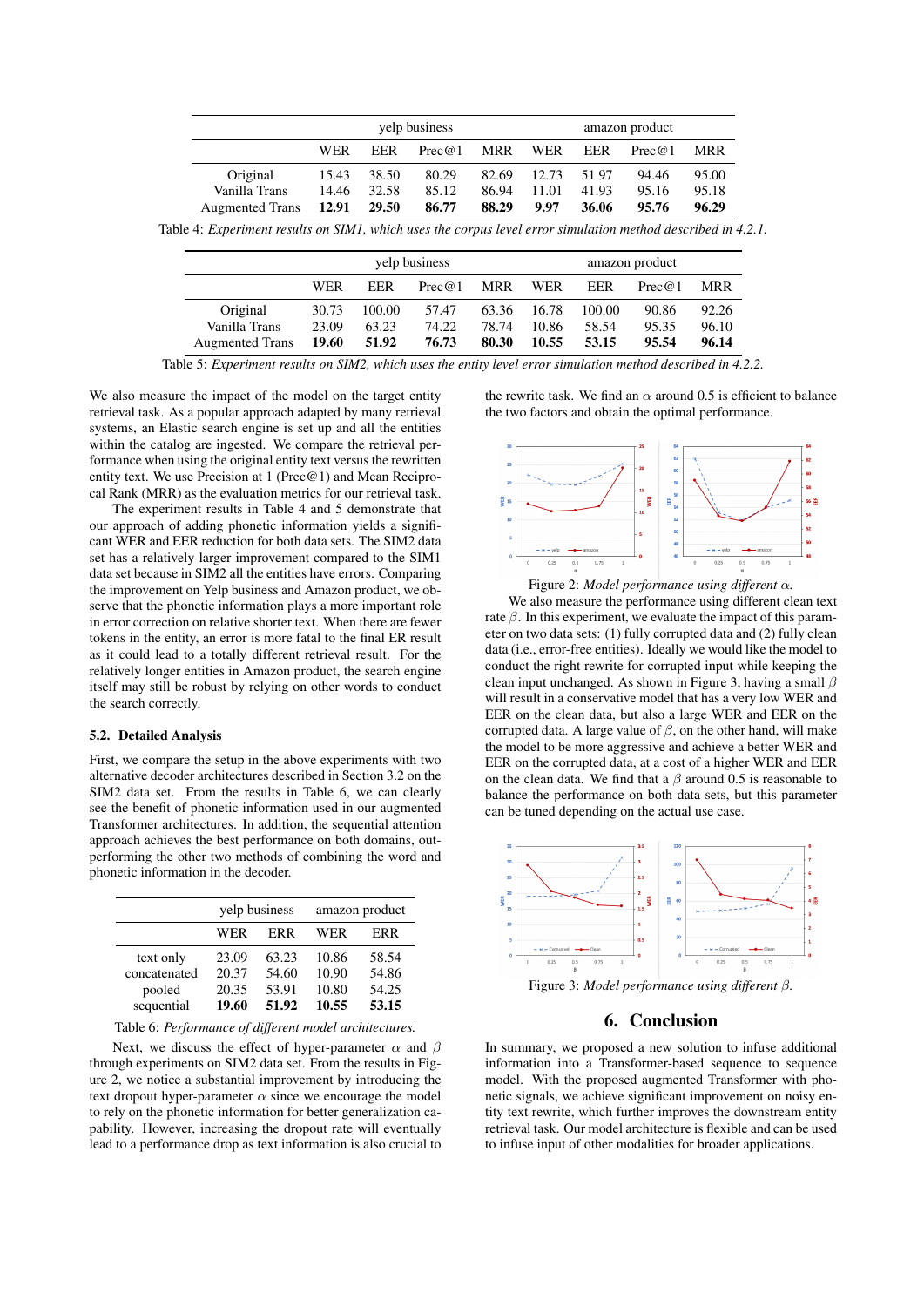| | yelp business | | | | amazon product | | | |
|---|---|---|---|---|---|---|---|---|
| | WER | EER | Prec@1 | MRR | WER | EER | Prec@1 | MRR |
| Original | 15.43 | 38.50 | 80.29 | 82.69 | 12.73 | 51.97 | 94.46 | 95.00 |
| Vanilla Trans | 14.46 | 32.58 | 85.12 | 86.94 | 11.01 | 41.93 | 95.16 | 95.18 |
| Augmented Trans | **12.91** | **29.50** | **86.77** | **88.29** | **9.97** | **36.06** | **95.76** | **96.29** |

Table 4: *Experiment results on SIM1, which uses the corpus level error simulation method described in 4.2.1.*

| | yelp business | | | | amazon product | | | |
|---|---|---|---|---|---|---|---|---|
| | WER | EER | Prec@1 | MRR | WER | EER | Prec@1 | MRR |
| Original | 30.73 | 100.00 | 57.47 | 63.36 | 16.78 | 100.00 | 90.86 | 92.26 |
| Vanilla Trans | 23.09 | 63.23 | 74.22 | 78.74 | 10.86 | 58.54 | 95.35 | 96.10 |
| Augmented Trans | **19.60** | **51.92** | **76.73** | **80.30** | **10.55** | **53.15** | **95.54** | **96.14** |

Table 5: *Experiment results on SIM2, which uses the entity level error simulation method described in 4.2.2.*

We also measure the impact of the model on the target entity retrieval task. As a popular approach adapted by many retrieval systems, an Elastic search engine is set up and all the entities within the catalog are ingested. We compare the retrieval performance when using the original entity text versus the rewritten entity text. We use Precision at 1 (Prec@1) and Mean Reciprocal Rank (MRR) as the evaluation metrics for our retrieval task.

The experiment results in Table 4 and 5 demonstrate that our approach of adding phonetic information yields a significant WER and EER reduction for both data sets. The SIM2 data set has a relatively larger improvement compared to the SIM1 data set because in SIM2 all the entities have errors. Comparing the improvement on Yelp business and Amazon product, we observe that the phonetic information plays a more important role in error correction on relative shorter text. When there are fewer tokens in the entity, an error is more fatal to the final ER result as it could lead to a totally different retrieval result. For the relatively longer entities in Amazon product, the search engine itself may still be robust by relying on other words to conduct the search correctly.

### 5.2. Detailed Analysis

First, we compare the setup in the above experiments with two alternative decoder architectures described in Section 3.2 on the SIM2 data set. From the results in Table 6, we can clearly see the benefit of phonetic information used in our augmented Transformer architectures. In addition, the sequential attention approach achieves the best performance on both domains, outperforming the other two methods of combining the word and phonetic information in the decoder.

| | yelp business | | amazon product | |
|---|---|---|---|---|
| | WER | ERR | WER | ERR |
| text only | 23.09 | 63.23 | 10.86 | 58.54 |
| concatenated | 20.37 | 54.60 | 10.90 | 54.86 |
| pooled | 20.35 | 53.91 | 10.80 | 54.25 |
| sequential | **19.60** | **51.92** | **10.55** | **53.15** |

Table 6: *Performance of different model architectures.*

Next, we discuss the effect of hyper-parameter $\alpha$ and $\beta$ through experiments on SIM2 data set. From the results in Figure 2, we notice a substantial improvement by introducing the text dropout hyper-parameter $\alpha$ since we encourage the model to rely on the phonetic information for better generalization capability. However, increasing the dropout rate will eventually lead to a performance drop as text information is also crucial to the rewrite task. We find an $\alpha$ around 0.5 is efficient to balance the two factors and obtain the optimal performance.

Figure 2: *Model performance using different $\alpha$.*

We also measure the performance using different clean text rate $\beta$. In this experiment, we evaluate the impact of this parameter on two data sets: (1) fully corrupted data and (2) fully clean data (i.e., error-free entities). Ideally we would like the model to conduct the right rewrite for corrupted input while keeping the clean input unchanged. As shown in Figure 3, having a small $\beta$ will result in a conservative model that has a very low WER and EER on the clean data, but also a large WER and EER on the corrupted data. A large value of $\beta$, on the other hand, will make the model to be more aggressive and achieve a better WER and EER on the corrupted data, at a cost of a higher WER and EER on the clean data. We find that a $\beta$ around 0.5 is reasonable to balance the performance on both data sets, but this parameter can be tuned depending on the actual use case.

Figure 3: *Model performance using different $\beta$.*

## 6. Conclusion

In summary, we proposed a new solution to infuse additional information into a Transformer-based sequence to sequence model. With the proposed augmented Transformer with phonetic signals, we achieve significant improvement on noisy entity text rewrite, which further improves the downstream entity retrieval task. Our model architecture is flexible and can be used to infuse input of other modalities for broader applications.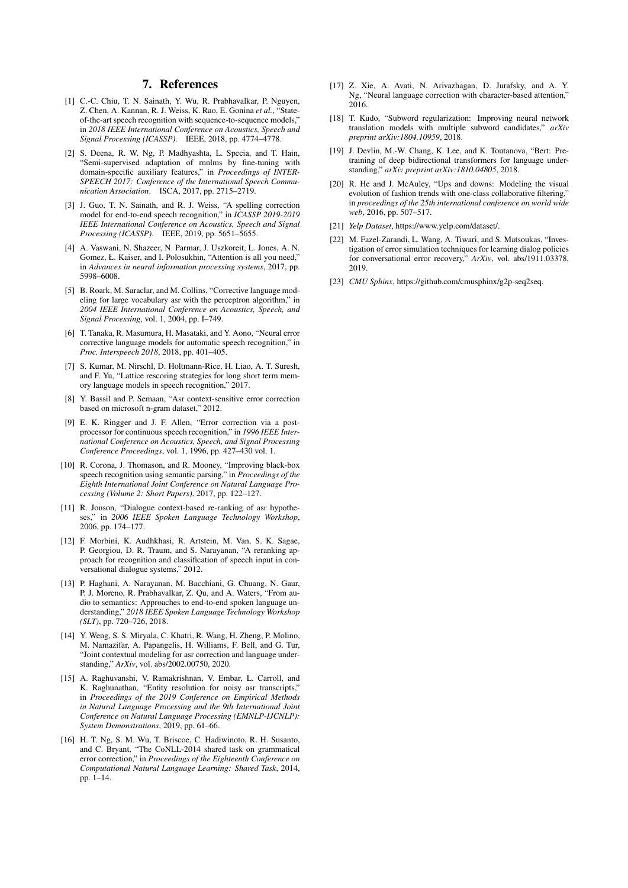# 7. References

[1] C.-C. Chiu, T. N. Sainath, Y. Wu, R. Prabhavalkar, P. Nguyen, Z. Chen, A. Kannan, R. J. Weiss, K. Rao, E. Gonina *et al.*, "State-of-the-art speech recognition with sequence-to-sequence models," in *2018 IEEE International Conference on Acoustics, Speech and Signal Processing (ICASSP)*. IEEE, 2018, pp. 4774–4778.

[2] S. Deena, R. W. Ng, P. Madhyashta, L. Specia, and T. Hain, "Semi-supervised adaptation of rnnlms by fine-tuning with domain-specific auxiliary features," in *Proceedings of INTER-SPEECH 2017: Conference of the International Speech Communication Association*. ISCA, 2017, pp. 2715–2719.

[3] J. Guo, T. N. Sainath, and R. J. Weiss, "A spelling correction model for end-to-end speech recognition," in *ICASSP 2019-2019 IEEE International Conference on Acoustics, Speech and Signal Processing (ICASSP)*. IEEE, 2019, pp. 5651–5655.

[4] A. Vaswani, N. Shazeer, N. Parmar, J. Uszkoreit, L. Jones, A. N. Gomez, Ł. Kaiser, and I. Polosukhin, "Attention is all you need," in *Advances in neural information processing systems*, 2017, pp. 5998–6008.

[5] B. Roark, M. Saraclar, and M. Collins, "Corrective language modeling for large vocabulary asr with the perceptron algorithm," in *2004 IEEE International Conference on Acoustics, Speech, and Signal Processing*, vol. 1, 2004, pp. I–749.

[6] T. Tanaka, R. Masumura, H. Masataki, and Y. Aono, "Neural error corrective language models for automatic speech recognition," in *Proc. Interspeech 2018*, 2018, pp. 401–405.

[7] S. Kumar, M. Nirschl, D. Holtmann-Rice, H. Liao, A. T. Suresh, and F. Yu, "Lattice rescoring strategies for long short term memory language models in speech recognition," 2017.

[8] Y. Bassil and P. Semaan, "Asr context-sensitive error correction based on microsoft n-gram dataset," 2012.

[9] E. K. Ringger and J. F. Allen, "Error correction via a post-processor for continuous speech recognition," in *1996 IEEE International Conference on Acoustics, Speech, and Signal Processing Conference Proceedings*, vol. 1, 1996, pp. 427–430 vol. 1.

[10] R. Corona, J. Thomason, and R. Mooney, "Improving black-box speech recognition using semantic parsing," in *Proceedings of the Eighth International Joint Conference on Natural Language Processing (Volume 2: Short Papers)*, 2017, pp. 122–127.

[11] R. Jonson, "Dialogue context-based re-ranking of asr hypotheses," in *2006 IEEE Spoken Language Technology Workshop*, 2006, pp. 174–177.

[12] F. Morbini, K. Audhkhasi, R. Artstein, M. Van, S. K. Sagae, P. Georgiou, D. R. Traum, and S. Narayanan, "A reranking approach for recognition and classification of speech input in conversational dialogue systems," 2012.

[13] P. Haghani, A. Narayanan, M. Bacchiani, G. Chuang, N. Gaur, P. J. Moreno, R. Prabhavalkar, Z. Qu, and A. Waters, "From audio to semantics: Approaches to end-to-end spoken language understanding," *2018 IEEE Spoken Language Technology Workshop (SLT)*, pp. 720–726, 2018.

[14] Y. Weng, S. S. Miryala, C. Khatri, R. Wang, H. Zheng, P. Molino, M. Namazifar, A. Papangelis, H. Williams, F. Bell, and G. Tur, "Joint contextual modeling for asr correction and language understanding," *ArXiv*, vol. abs/2002.00750, 2020.

[15] A. Raghuvanshi, V. Ramakrishnan, V. Embar, L. Carroll, and K. Raghunathan, "Entity resolution for noisy asr transcripts," in *Proceedings of the 2019 Conference on Empirical Methods in Natural Language Processing and the 9th International Joint Conference on Natural Language Processing (EMNLP-IJCNLP): System Demonstrations*, 2019, pp. 61–66.

[16] H. T. Ng, S. M. Wu, T. Briscoe, C. Hadiwinoto, R. H. Susanto, and C. Bryant, "The CoNLL-2014 shared task on grammatical error correction," in *Proceedings of the Eighteenth Conference on Computational Natural Language Learning: Shared Task*, 2014, pp. 1–14.

[17] Z. Xie, A. Avati, N. Arivazhagan, D. Jurafsky, and A. Y. Ng, "Neural language correction with character-based attention," 2016.

[18] T. Kudo, "Subword regularization: Improving neural network translation models with multiple subword candidates," *arXiv preprint arXiv:1804.10959*, 2018.

[19] J. Devlin, M.-W. Chang, K. Lee, and K. Toutanova, "Bert: Pre-training of deep bidirectional transformers for language understanding," *arXiv preprint arXiv:1810.04805*, 2018.

[20] R. He and J. McAuley, "Ups and downs: Modeling the visual evolution of fashion trends with one-class collaborative filtering," in *proceedings of the 25th international conference on world wide web*, 2016, pp. 507–517.

[21] *Yelp Dataset*, https://www.yelp.com/dataset/.

[22] M. Fazel-Zarandi, L. Wang, A. Tiwari, and S. Matsoukas, "Investigation of error simulation techniques for learning dialog policies for conversational error recovery," *ArXiv*, vol. abs/1911.03378, 2019.

[23] *CMU Sphinx*, https://github.com/cmusphinx/g2p-seq2seq.